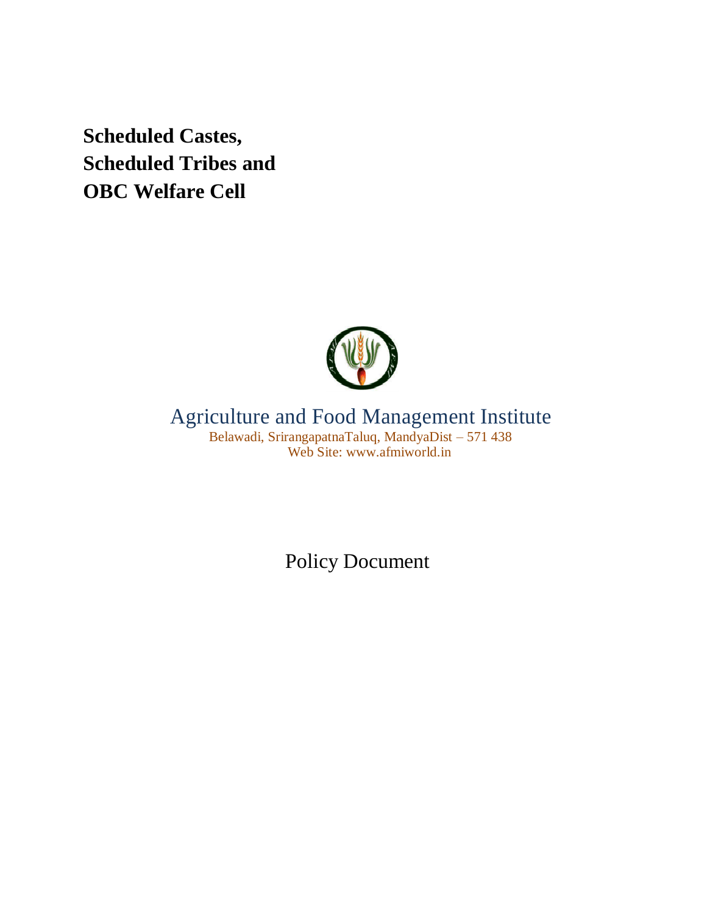# Scheduled Castes, Scheduled Tribes and OBC Welfare Cell

Agriculture and Food Management Institute

Belawadi, SrirangapatnaTaluq, MandyaDist – 571 438

Web Site: www.afmiworld.in

Policy Document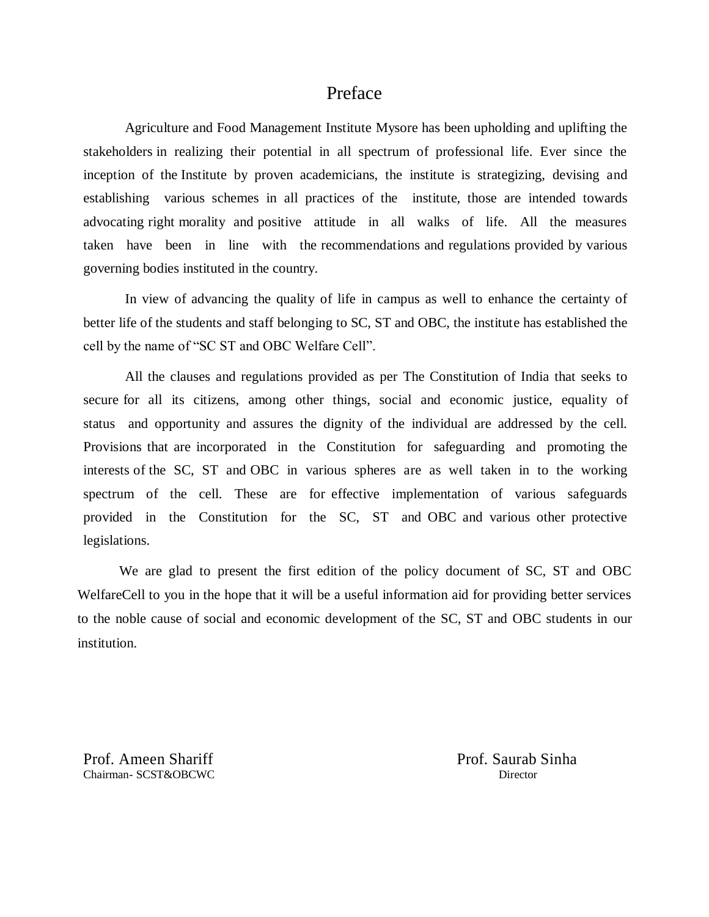# Preface

Agriculture and Food Management Institute Mysore has been upholding and uplifting the stakeholders in realizing their potential in all spectrum of professional life. Ever since the inception of the Institute by proven academicians, the institute is strategizing, devising and establishing various schemes in all practices of the institute, those are intended towards advocating right morality and positive attitude in all walks of life. All the measures taken have been in line with the recommendations and regulations provided by various governing bodies instituted in the country.

In view of advancing the quality of life in campus as well to enhance the certainty of better life of the students and staff belonging to SC, ST and OBC, the institute has established the cell by the name of "SC ST and OBC Welfare Cell".

All the clauses and regulations provided as per The Constitution of India that seeks to secure for all its citizens, among other things, social and economic justice, equality of status and opportunity and assures the dignity of the individual are addressed by the cell. Provisions that are incorporated in the Constitution for safeguarding and promoting the interests of the SC, ST and OBC in various spheres are as well taken in to the working spectrum of the cell. These are for effective implementation of various safeguards provided in the Constitution for the SC, ST and OBC and various other protective legislations.

We are glad to present the first edition of the policy document of SC, ST and OBC WelfareCell to you in the hope that it will be a useful information aid for providing better services to the noble cause of social and economic development of the SC, ST and OBC students in our institution.

Prof. Ameen Shariff
Chairman- SCST&OBCWC

Prof. Saurab Sinha
Director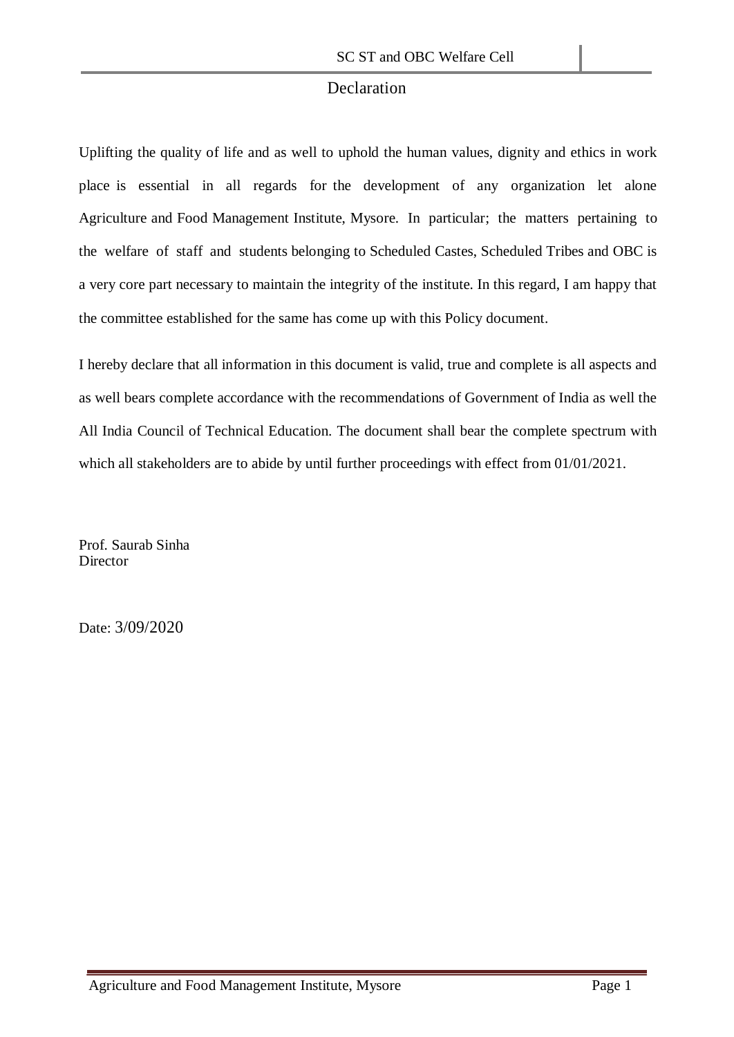# Declaration

Uplifting the quality of life and as well to uphold the human values, dignity and ethics in work place is essential in all regards for the development of any organization let alone Agriculture and Food Management Institute, Mysore. In particular; the matters pertaining to the welfare of staff and students belonging to Scheduled Castes, Scheduled Tribes and OBC is a very core part necessary to maintain the integrity of the institute. In this regard, I am happy that the committee established for the same has come up with this Policy document.

I hereby declare that all information in this document is valid, true and complete is all aspects and as well bears complete accordance with the recommendations of Government of India as well the All India Council of Technical Education. The document shall bear the complete spectrum with which all stakeholders are to abide by until further proceedings with effect from 01/01/2021.

Prof. Saurab Sinha
Director

Date: 3/09/2020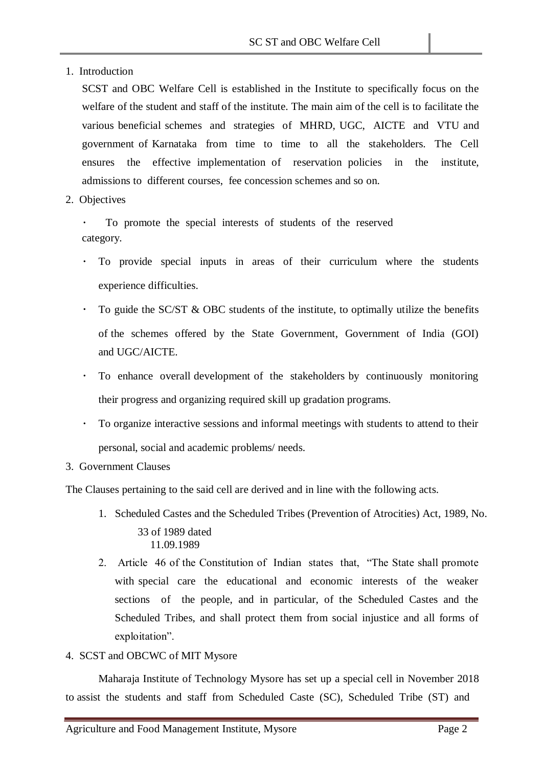1. Introduction

SCST and OBC Welfare Cell is established in the Institute to specifically focus on the welfare of the student and staff of the institute. The main aim of the cell is to facilitate the various beneficial schemes and strategies of MHRD, UGC, AICTE and VTU and government of Karnataka from time to time to all the stakeholders. The Cell ensures the effective implementation of reservation policies in the institute, admissions to different courses, fee concession schemes and so on.

2. Objectives

- To promote the special interests of students of the reserved category.
- To provide special inputs in areas of their curriculum where the students experience difficulties.
- To guide the SC/ST & OBC students of the institute, to optimally utilize the benefits of the schemes offered by the State Government, Government of India (GOI) and UGC/AICTE.
- To enhance overall development of the stakeholders by continuously monitoring their progress and organizing required skill up gradation programs.
- To organize interactive sessions and informal meetings with students to attend to their personal, social and academic problems/ needs.

3. Government Clauses

The Clauses pertaining to the said cell are derived and in line with the following acts.

1. Scheduled Castes and the Scheduled Tribes (Prevention of Atrocities) Act, 1989, No. 33 of 1989 dated 11.09.1989
2. Article 46 of the Constitution of Indian states that, "The State shall promote with special care the educational and economic interests of the weaker sections of the people, and in particular, of the Scheduled Castes and the Scheduled Tribes, and shall protect them from social injustice and all forms of exploitation".

4. SCST and OBCWC of MIT Mysore

Maharaja Institute of Technology Mysore has set up a special cell in November 2018 to assist the students and staff from Scheduled Caste (SC), Scheduled Tribe (ST) and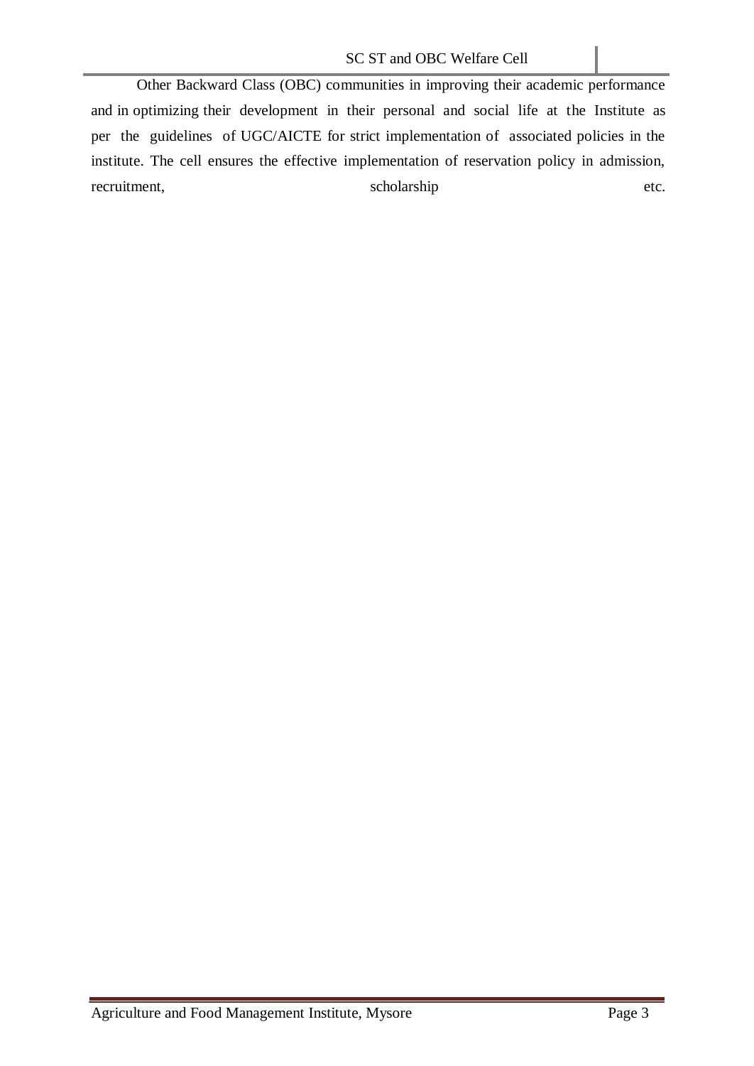Other Backward Class (OBC) communities in improving their academic performance and in optimizing their development in their personal and social life at the Institute as per the guidelines of UGC/AICTE for strict implementation of associated policies in the institute. The cell ensures the effective implementation of reservation policy in admission, recruitment, scholarship etc.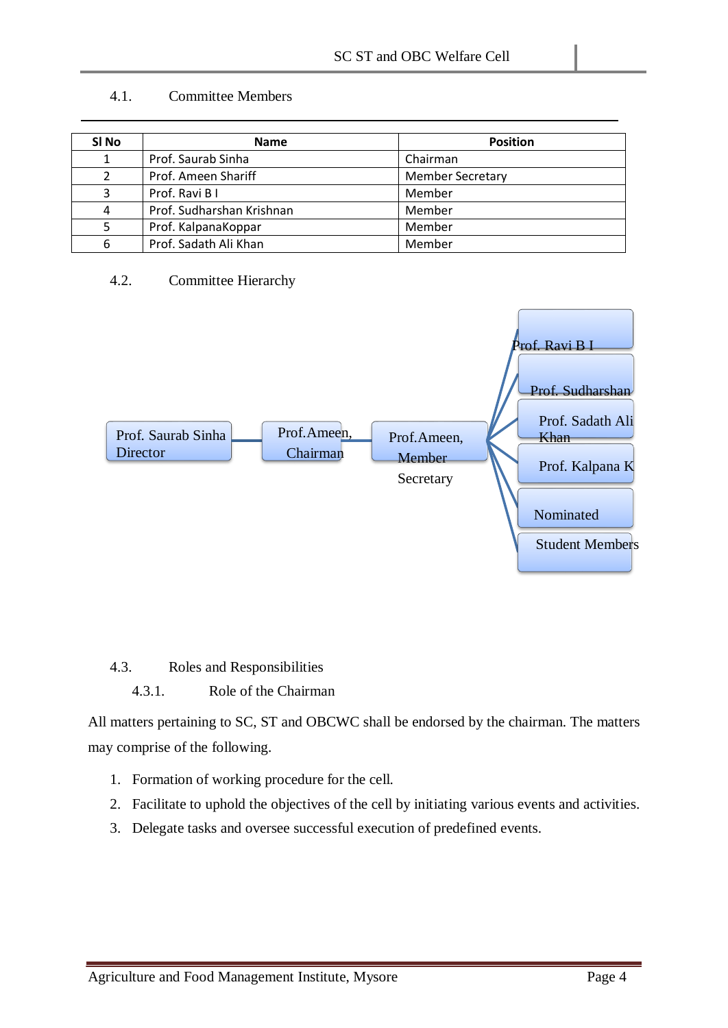### 4.1. Committee Members

| Sl No | Name | Position |
|---|---|---|
| 1 | Prof. Saurab Sinha | Chairman |
| 2 | Prof. Ameen Shariff | Member Secretary |
| 3 | Prof. Ravi B I | Member |
| 4 | Prof. Sudharshan Krishnan | Member |
| 5 | Prof. KalpanaKoppar | Member |
| 6 | Prof. Sadath Ali Khan | Member |

### 4.2. Committee Hierarchy

Prof. Saurab Sinha Director → Prof.Ameen, Chairman → Prof.Ameen, Member Secretary → Prof. Ravi B I; Prof. Sudharshan; Prof. Sadath Ali Khan; Prof. Kalpana K; Nominated Student Members

### 4.3. Roles and Responsibilities

#### 4.3.1. Role of the Chairman

All matters pertaining to SC, ST and OBCWC shall be endorsed by the chairman. The matters may comprise of the following.

1. Formation of working procedure for the cell.
2. Facilitate to uphold the objectives of the cell by initiating various events and activities.
3. Delegate tasks and oversee successful execution of predefined events.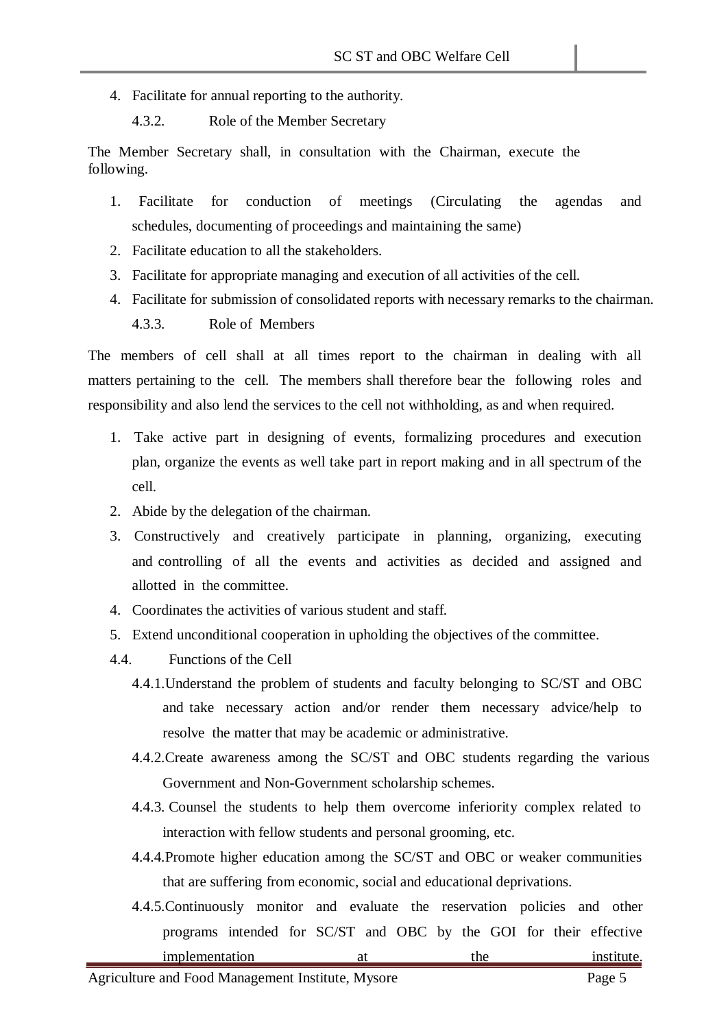4. Facilitate for annual reporting to the authority.

#### 4.3.2. Role of the Member Secretary

The Member Secretary shall, in consultation with the Chairman, execute the following.

1. Facilitate for conduction of meetings (Circulating the agendas and schedules, documenting of proceedings and maintaining the same)
2. Facilitate education to all the stakeholders.
3. Facilitate for appropriate managing and execution of all activities of the cell.
4. Facilitate for submission of consolidated reports with necessary remarks to the chairman.

#### 4.3.3. Role of Members

The members of cell shall at all times report to the chairman in dealing with all matters pertaining to the cell. The members shall therefore bear the following roles and responsibility and also lend the services to the cell not withholding, as and when required.

1. Take active part in designing of events, formalizing procedures and execution plan, organize the events as well take part in report making and in all spectrum of the cell.
2. Abide by the delegation of the chairman.
3. Constructively and creatively participate in planning, organizing, executing and controlling of all the events and activities as decided and assigned and allotted in the committee.
4. Coordinates the activities of various student and staff.
5. Extend unconditional cooperation in upholding the objectives of the committee.

### 4.4. Functions of the Cell

4.4.1. Understand the problem of students and faculty belonging to SC/ST and OBC and take necessary action and/or render them necessary advice/help to resolve the matter that may be academic or administrative.

4.4.2. Create awareness among the SC/ST and OBC students regarding the various Government and Non-Government scholarship schemes.

4.4.3. Counsel the students to help them overcome inferiority complex related to interaction with fellow students and personal grooming, etc.

4.4.4. Promote higher education among the SC/ST and OBC or weaker communities that are suffering from economic, social and educational deprivations.

4.4.5. Continuously monitor and evaluate the reservation policies and other programs intended for SC/ST and OBC by the GOI for their effective implementation at the institute.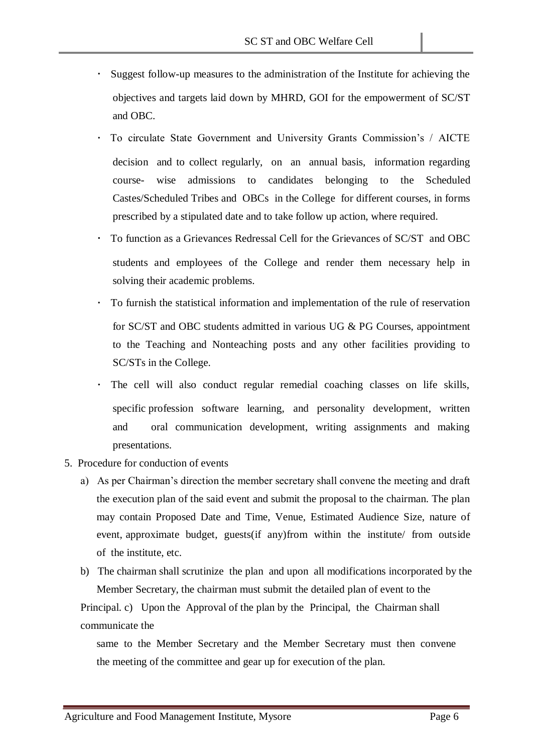- Suggest follow-up measures to the administration of the Institute for achieving the objectives and targets laid down by MHRD, GOI for the empowerment of SC/ST and OBC.
- To circulate State Government and University Grants Commission's / AICTE decision and to collect regularly, on an annual basis, information regarding course- wise admissions to candidates belonging to the Scheduled Castes/Scheduled Tribes and OBCs in the College for different courses, in forms prescribed by a stipulated date and to take follow up action, where required.
- To function as a Grievances Redressal Cell for the Grievances of SC/ST and OBC students and employees of the College and render them necessary help in solving their academic problems.
- To furnish the statistical information and implementation of the rule of reservation for SC/ST and OBC students admitted in various UG & PG Courses, appointment to the Teaching and Nonteaching posts and any other facilities providing to SC/STs in the College.
- The cell will also conduct regular remedial coaching classes on life skills, specific profession software learning, and personality development, written and oral communication development, writing assignments and making presentations.

5. Procedure for conduction of events

a) As per Chairman's direction the member secretary shall convene the meeting and draft the execution plan of the said event and submit the proposal to the chairman. The plan may contain Proposed Date and Time, Venue, Estimated Audience Size, nature of event, approximate budget, guests(if any)from within the institute/ from outside of the institute, etc.

b) The chairman shall scrutinize the plan and upon all modifications incorporated by the Member Secretary, the chairman must submit the detailed plan of event to the Principal.

c) Upon the Approval of the plan by the Principal, the Chairman shall communicate the same to the Member Secretary and the Member Secretary must then convene the meeting of the committee and gear up for execution of the plan.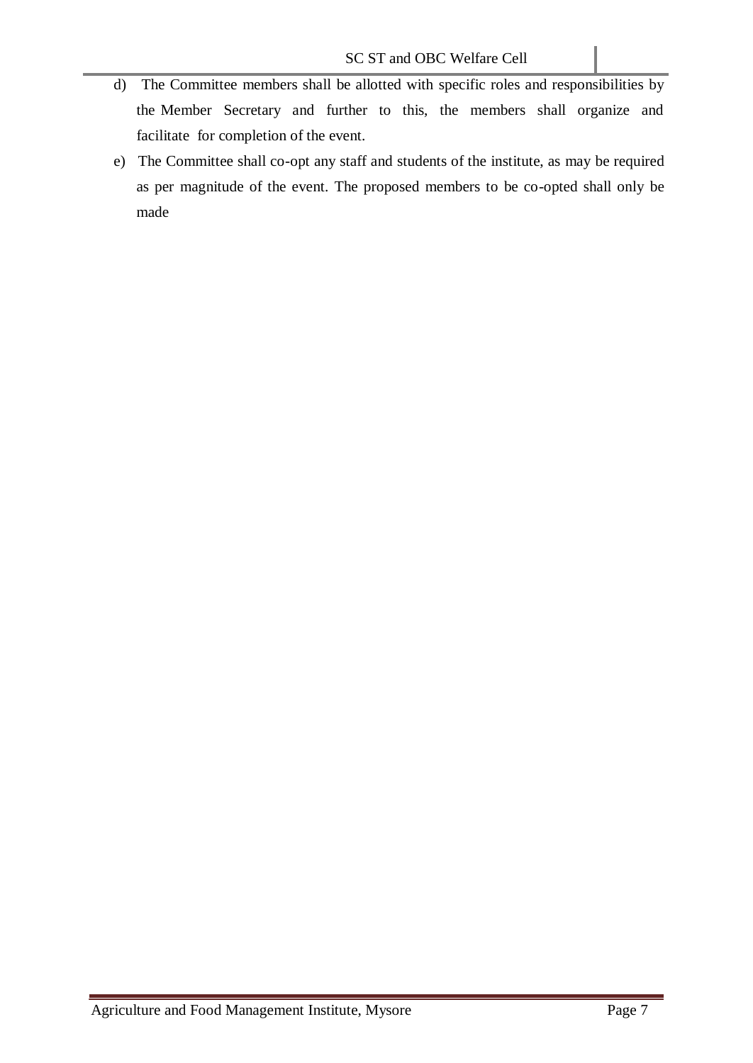d) The Committee members shall be allotted with specific roles and responsibilities by the Member Secretary and further to this, the members shall organize and facilitate for completion of the event.

e) The Committee shall co-opt any staff and students of the institute, as may be required as per magnitude of the event. The proposed members to be co-opted shall only be made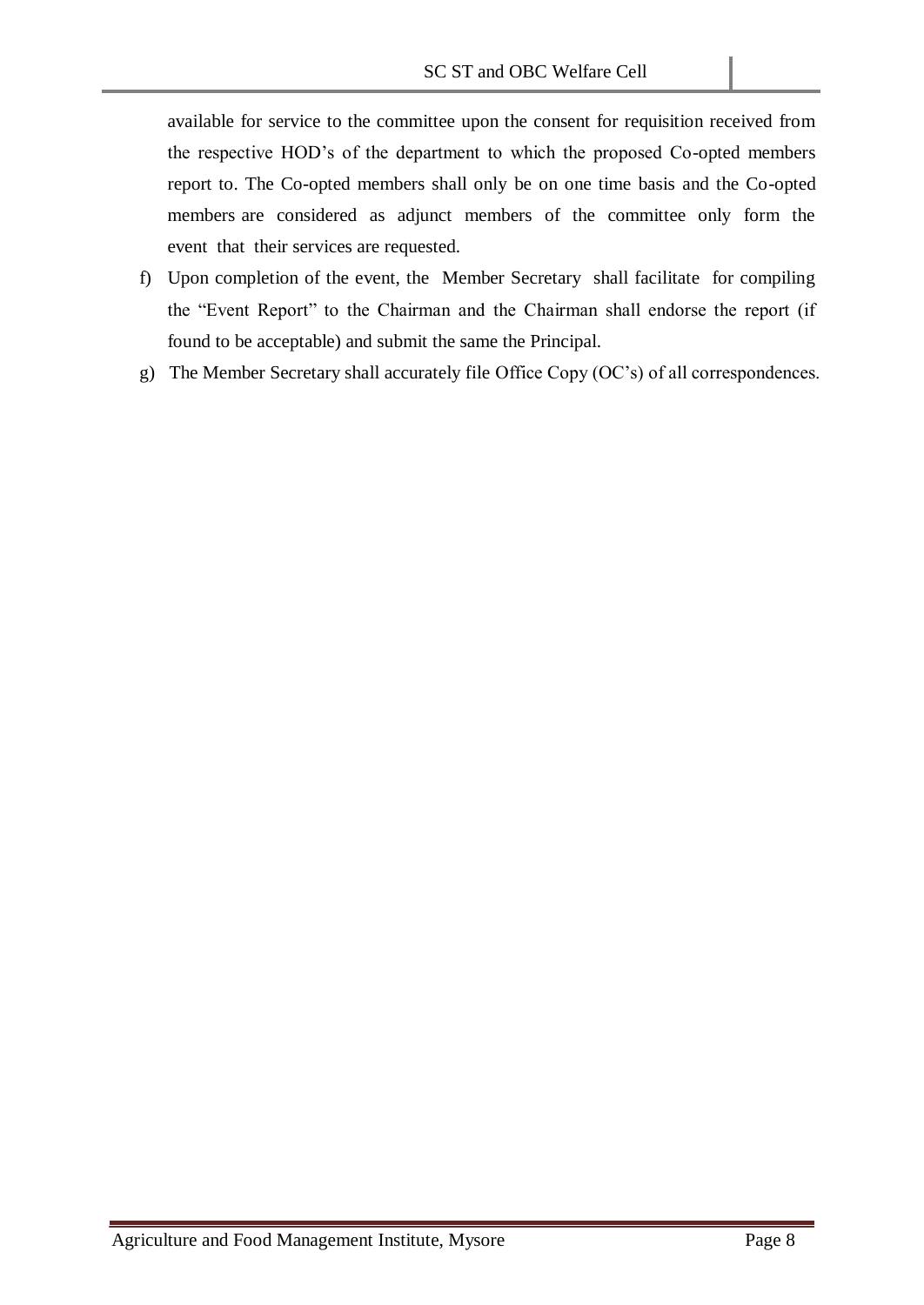available for service to the committee upon the consent for requisition received from the respective HOD's of the department to which the proposed Co-opted members report to. The Co-opted members shall only be on one time basis and the Co-opted members are considered as adjunct members of the committee only form the event that their services are requested.

f) Upon completion of the event, the Member Secretary shall facilitate for compiling the "Event Report" to the Chairman and the Chairman shall endorse the report (if found to be acceptable) and submit the same the Principal.

g) The Member Secretary shall accurately file Office Copy (OC's) of all correspondences.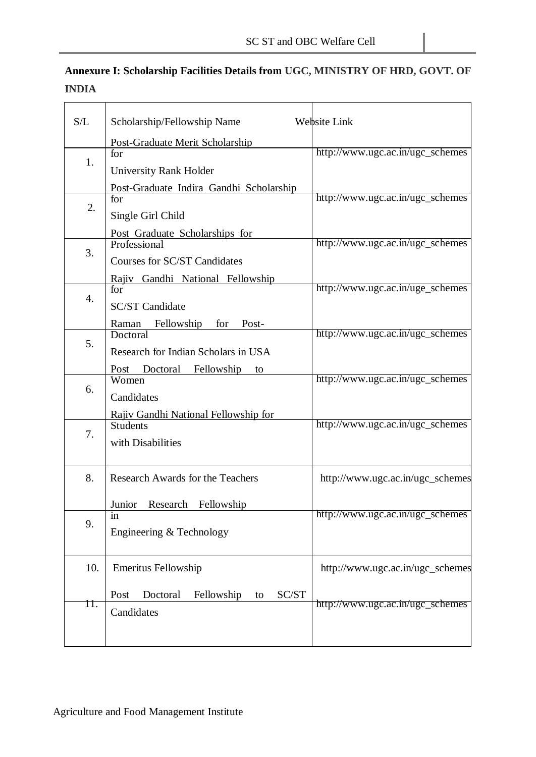**Annexure I: Scholarship Facilities Details from UGC, MINISTRY OF HRD, GOVT. OF INDIA**

| S/L | Scholarship/Fellowship Name | Website Link |
|---|---|---|
| 1. | Post-Graduate Merit Scholarship for University Rank Holder | http://www.ugc.ac.in/ugc_schemes |
| 2. | Post-Graduate Indira Gandhi Scholarship for Single Girl Child | http://www.ugc.ac.in/ugc_schemes |
| 3. | Post Graduate Scholarships for Professional Courses for SC/ST Candidates | http://www.ugc.ac.in/ugc_schemes |
| 4. | Rajiv Gandhi National Fellowship for SC/ST Candidate | http://www.ugc.ac.in/uge_schemes |
| 5. | Raman Fellowship for Post-Doctoral Research for Indian Scholars in USA | http://www.ugc.ac.in/ugc_schemes |
| 6. | Post Doctoral Fellowship to Women Candidates | http://www.ugc.ac.in/ugc_schemes |
| 7. | Rajiv Gandhi National Fellowship for Students with Disabilities | http://www.ugc.ac.in/ugc_schemes |
| 8. | Research Awards for the Teachers | http://www.ugc.ac.in/ugc_schemes |
| 9. | Junior Research Fellowship in Engineering & Technology | http://www.ugc.ac.in/ugc_schemes |
| 10. | Emeritus Fellowship | http://www.ugc.ac.in/ugc_schemes |
| 11. | Post Doctoral Fellowship to SC/ST Candidates | http://www.ugc.ac.in/ugc_schemes |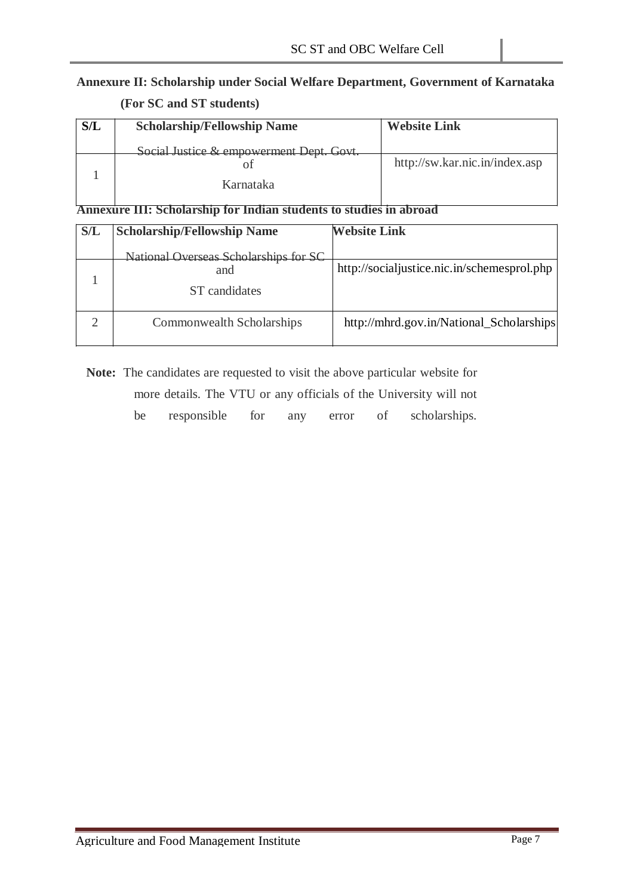## Annexure II: Scholarship under Social Welfare Department, Government of Karnataka

**(For SC and ST students)**

| S/L | Scholarship/Fellowship Name | Website Link |
|---|---|---|
| 1 | Social Justice & empowerment Dept. Govt. of Karnataka | http://sw.kar.nic.in/index.asp |

## Annexure III: Scholarship for Indian students to studies in abroad

| S/L | Scholarship/Fellowship Name | Website Link |
|---|---|---|
| 1 | National Overseas Scholarships for SC and ST candidates | http://socialjustice.nic.in/schemesprol.php |
| 2 | Commonwealth Scholarships | http://mhrd.gov.in/National_Scholarships |

**Note:** The candidates are requested to visit the above particular website for more details. The VTU or any officials of the University will not be responsible for any error of scholarships.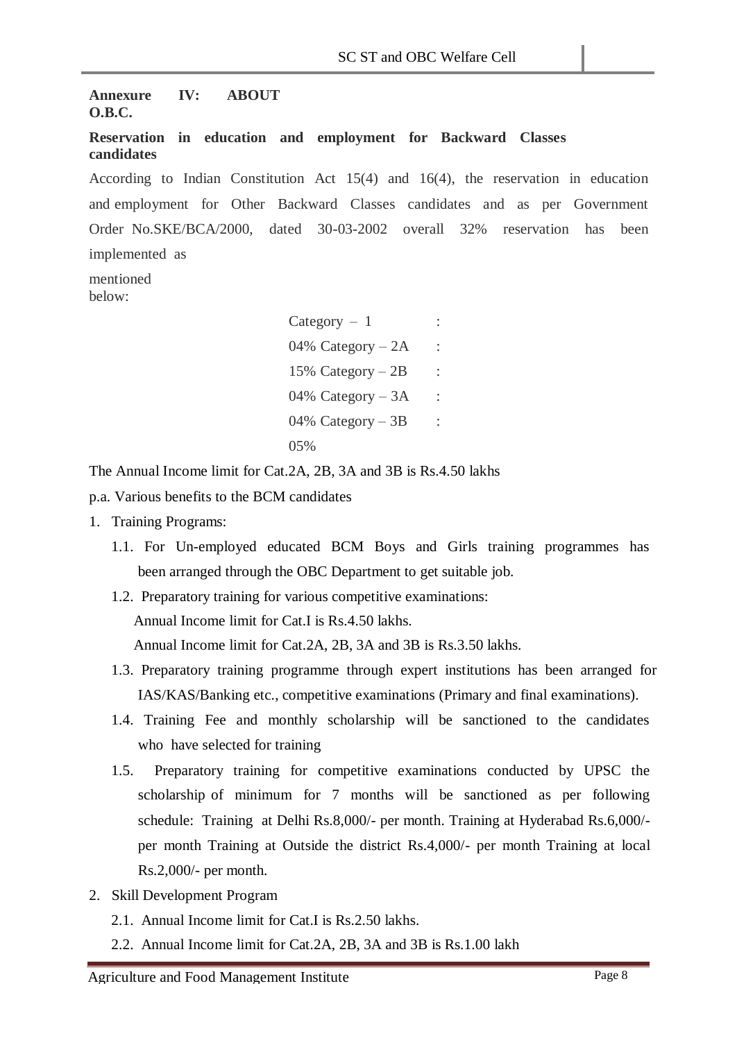**Annexure IV: ABOUT O.B.C.**

**Reservation in education and employment for Backward Classes candidates**

According to Indian Constitution Act 15(4) and 16(4), the reservation in education and employment for Other Backward Classes candidates and as per Government Order No.SKE/BCA/2000, dated 30-03-2002 overall 32% reservation has been implemented as mentioned below:

| Category | | Reservation |
|---|---|---|
| Category – 1 | : | 04% |
| Category – 2A | : | 15% |
| Category – 2B | : | 04% |
| Category – 3A | : | 04% |
| Category – 3B | : | 05% |

The Annual Income limit for Cat.2A, 2B, 3A and 3B is Rs.4.50 lakhs p.a. Various benefits to the BCM candidates

1. Training Programs:
   - 1.1. For Un-employed educated BCM Boys and Girls training programmes has been arranged through the OBC Department to get suitable job.
   - 1.2. Preparatory training for various competitive examinations:
     Annual Income limit for Cat.I is Rs.4.50 lakhs.
     Annual Income limit for Cat.2A, 2B, 3A and 3B is Rs.3.50 lakhs.
   - 1.3. Preparatory training programme through expert institutions has been arranged for IAS/KAS/Banking etc., competitive examinations (Primary and final examinations).
   - 1.4. Training Fee and monthly scholarship will be sanctioned to the candidates who have selected for training
   - 1.5. Preparatory training for competitive examinations conducted by UPSC the scholarship of minimum for 7 months will be sanctioned as per following schedule: Training at Delhi Rs.8,000/- per month. Training at Hyderabad Rs.6,000/- per month Training at Outside the district Rs.4,000/- per month Training at local Rs.2,000/- per month.
2. Skill Development Program
   - 2.1. Annual Income limit for Cat.I is Rs.2.50 lakhs.
   - 2.2. Annual Income limit for Cat.2A, 2B, 3A and 3B is Rs.1.00 lakh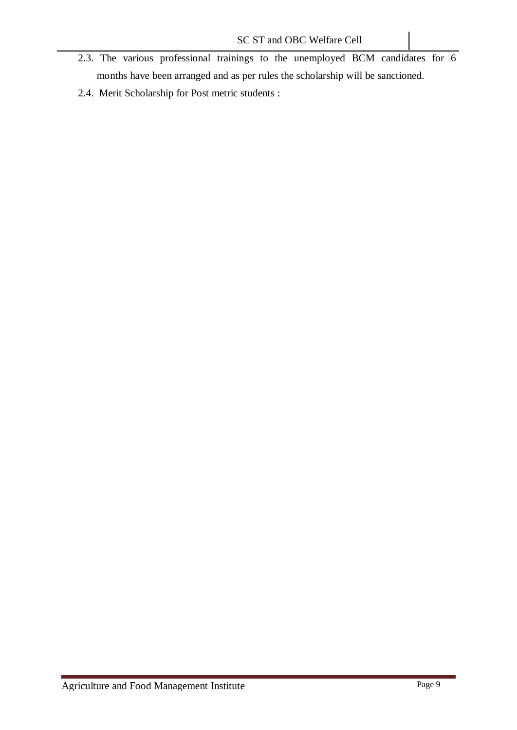2.3. The various professional trainings to the unemployed BCM candidates for 6 months have been arranged and as per rules the scholarship will be sanctioned.

2.4. Merit Scholarship for Post metric students :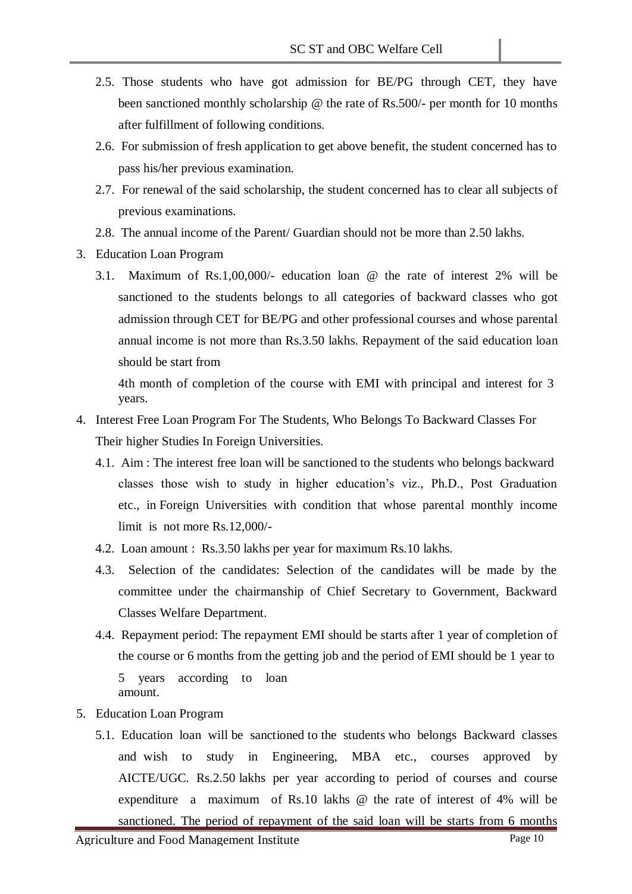- 2.5. Those students who have got admission for BE/PG through CET, they have been sanctioned monthly scholarship @ the rate of Rs.500/- per month for 10 months after fulfillment of following conditions.
- 2.6. For submission of fresh application to get above benefit, the student concerned has to pass his/her previous examination.
- 2.7. For renewal of the said scholarship, the student concerned has to clear all subjects of previous examinations.
- 2.8. The annual income of the Parent/ Guardian should not be more than 2.50 lakhs.

3. Education Loan Program
   - 3.1. Maximum of Rs.1,00,000/- education loan @ the rate of interest 2% will be sanctioned to the students belongs to all categories of backward classes who got admission through CET for BE/PG and other professional courses and whose parental annual income is not more than Rs.3.50 lakhs. Repayment of the said education loan should be start from

     4th month of completion of the course with EMI with principal and interest for 3 years.

4. Interest Free Loan Program For The Students, Who Belongs To Backward Classes For Their higher Studies In Foreign Universities.
   - 4.1. Aim : The interest free loan will be sanctioned to the students who belongs backward classes those wish to study in higher education's viz., Ph.D., Post Graduation etc., in Foreign Universities with condition that whose parental monthly income limit is not more Rs.12,000/-
   - 4.2. Loan amount : Rs.3.50 lakhs per year for maximum Rs.10 lakhs.
   - 4.3. Selection of the candidates: Selection of the candidates will be made by the committee under the chairmanship of Chief Secretary to Government, Backward Classes Welfare Department.
   - 4.4. Repayment period: The repayment EMI should be starts after 1 year of completion of the course or 6 months from the getting job and the period of EMI should be 1 year to 5 years according to loan amount.

5. Education Loan Program
   - 5.1. Education loan will be sanctioned to the students who belongs Backward classes and wish to study in Engineering, MBA etc., courses approved by AICTE/UGC. Rs.2.50 lakhs per year according to period of courses and course expenditure a maximum of Rs.10 lakhs @ the rate of interest of 4% will be sanctioned. The period of repayment of the said loan will be starts from 6 months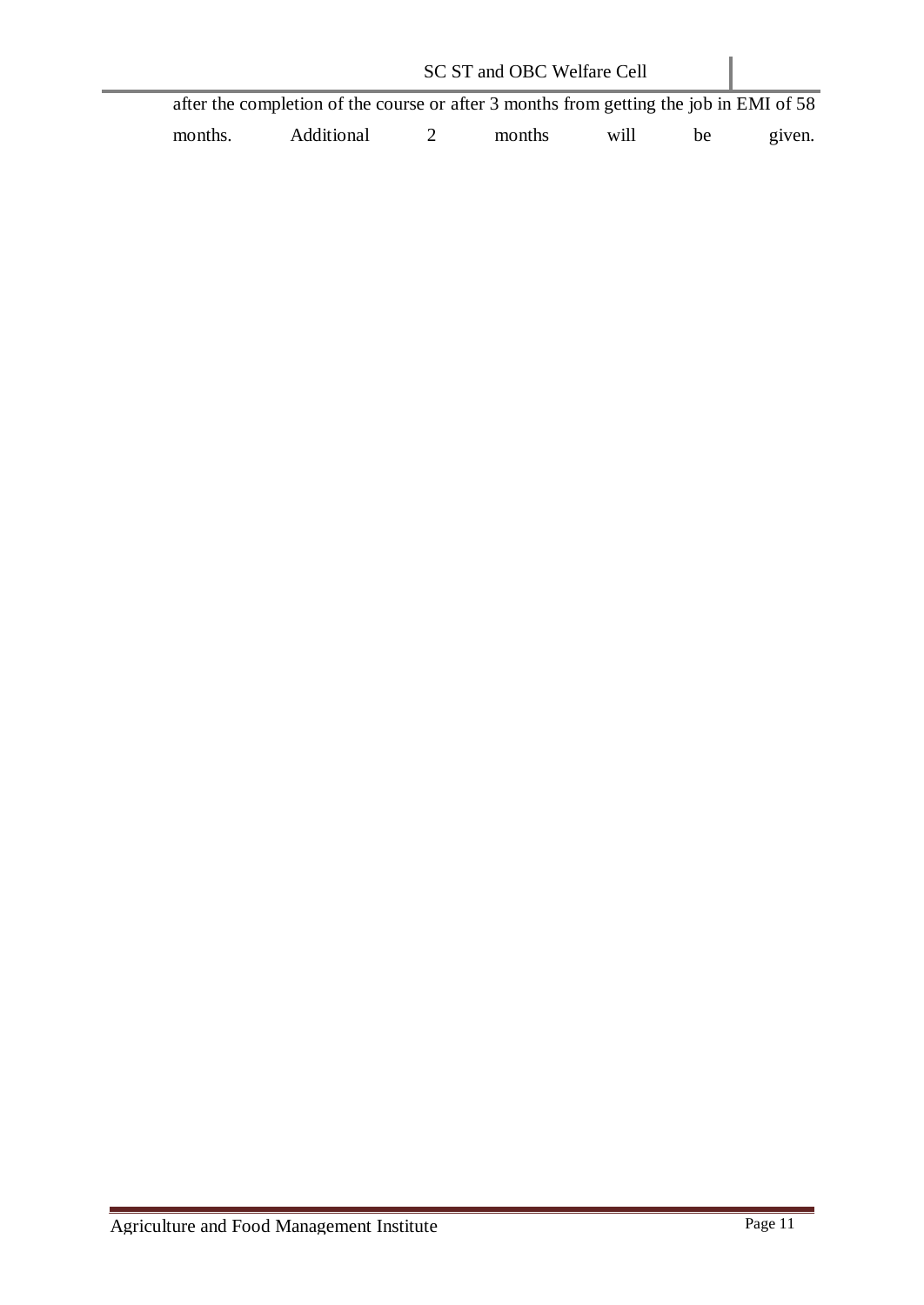after the completion of the course or after 3 months from getting the job in EMI of 58 months. Additional 2 months will be given.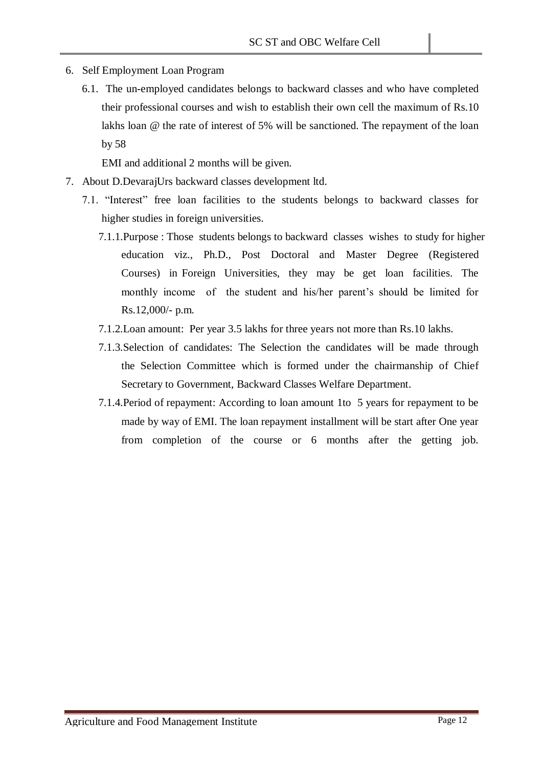6. Self Employment Loan Program
   6.1. The un-employed candidates belongs to backward classes and who have completed their professional courses and wish to establish their own cell the maximum of Rs.10 lakhs loan @ the rate of interest of 5% will be sanctioned. The repayment of the loan by 58
   EMI and additional 2 months will be given.
7. About D.DevarajUrs backward classes development ltd.
   7.1. "Interest" free loan facilities to the students belongs to backward classes for higher studies in foreign universities.
      7.1.1. Purpose : Those students belongs to backward classes wishes to study for higher education viz., Ph.D., Post Doctoral and Master Degree (Registered Courses) in Foreign Universities, they may be get loan facilities. The monthly income of the student and his/her parent's should be limited for Rs.12,000/- p.m.
      7.1.2. Loan amount: Per year 3.5 lakhs for three years not more than Rs.10 lakhs.
      7.1.3. Selection of candidates: The Selection the candidates will be made through the Selection Committee which is formed under the chairmanship of Chief Secretary to Government, Backward Classes Welfare Department.
      7.1.4. Period of repayment: According to loan amount 1to 5 years for repayment to be made by way of EMI. The loan repayment installment will be start after One year from completion of the course or 6 months after the getting job.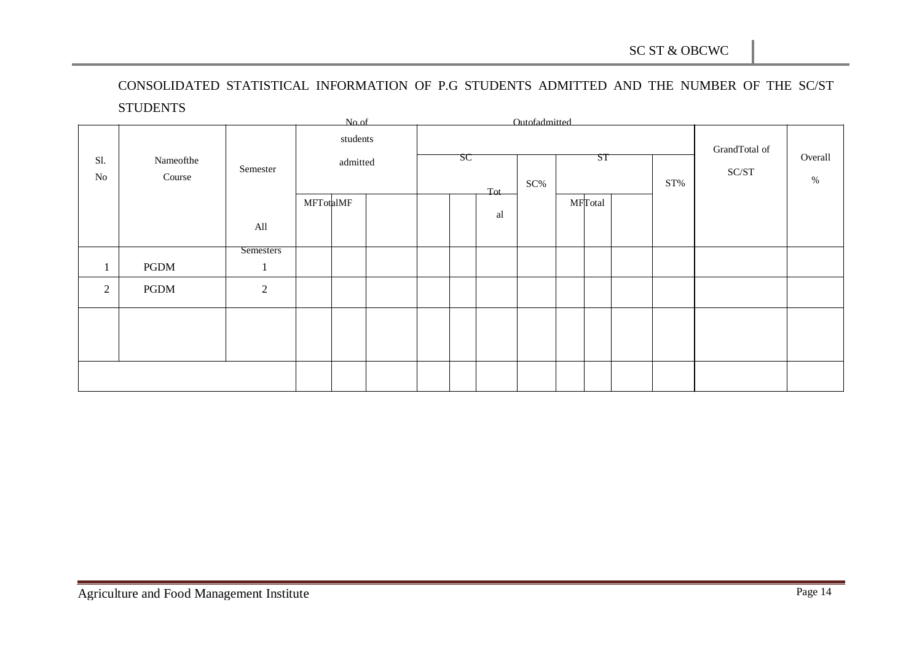CONSOLIDATED STATISTICAL INFORMATION OF P.G STUDENTS ADMITTED AND THE NUMBER OF THE SC/ST STUDENTS

| Sl. No | Name of the Course | Semester | No.of students admitted | | | Out of admitted | | | | | | | | Grand Total of SC/ST | Overall % |
|---|---|---|---|---|---|---|---|---|---|---|---|---|---|---|---|
| | | | | | | SC | | | SC% | ST | | | ST% | | |
| | | All Semesters | M | F | Total | M | F | Total | | M | F | Total | | | |
| 1 | PGDM | 1 | | | | | | | | | | | | | |
| 2 | PGDM | 2 | | | | | | | | | | | | | |
| | | | | | | | | | | | | | | | |
| | | | | | | | | | | | | | | | |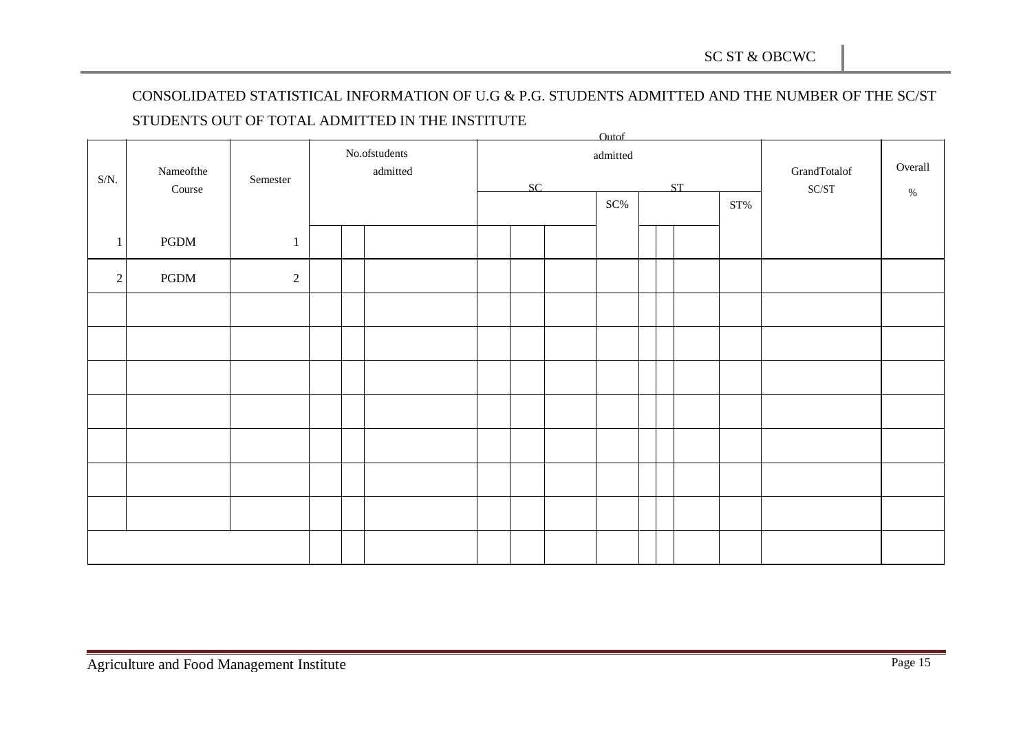CONSOLIDATED STATISTICAL INFORMATION OF U.G & P.G. STUDENTS ADMITTED AND THE NUMBER OF THE SC/ST STUDENTS OUT OF TOTAL ADMITTED IN THE INSTITUTE

| S/N. | Nameofthe Course | Semester | No.ofstudents admitted | | | Outof admitted | | | | | | | | GrandTotalof SC/ST | Overall % |
|---|---|---|---|---|---|---|---|---|---|---|---|---|---|---|---|
| | | | | | | SC | | | SC% | ST | | | ST% | | |
| 1 | PGDM | 1 | | | | | | | | | | | | | |
| 2 | PGDM | 2 | | | | | | | | | | | | | |
| | | | | | | | | | | | | | | | |
| | | | | | | | | | | | | | | | |
| | | | | | | | | | | | | | | | |
| | | | | | | | | | | | | | | | |
| | | | | | | | | | | | | | | | |
| | | | | | | | | | | | | | | | |
| | | | | | | | | | | | | | | | |
| | | | | | | | | | | | | | | | |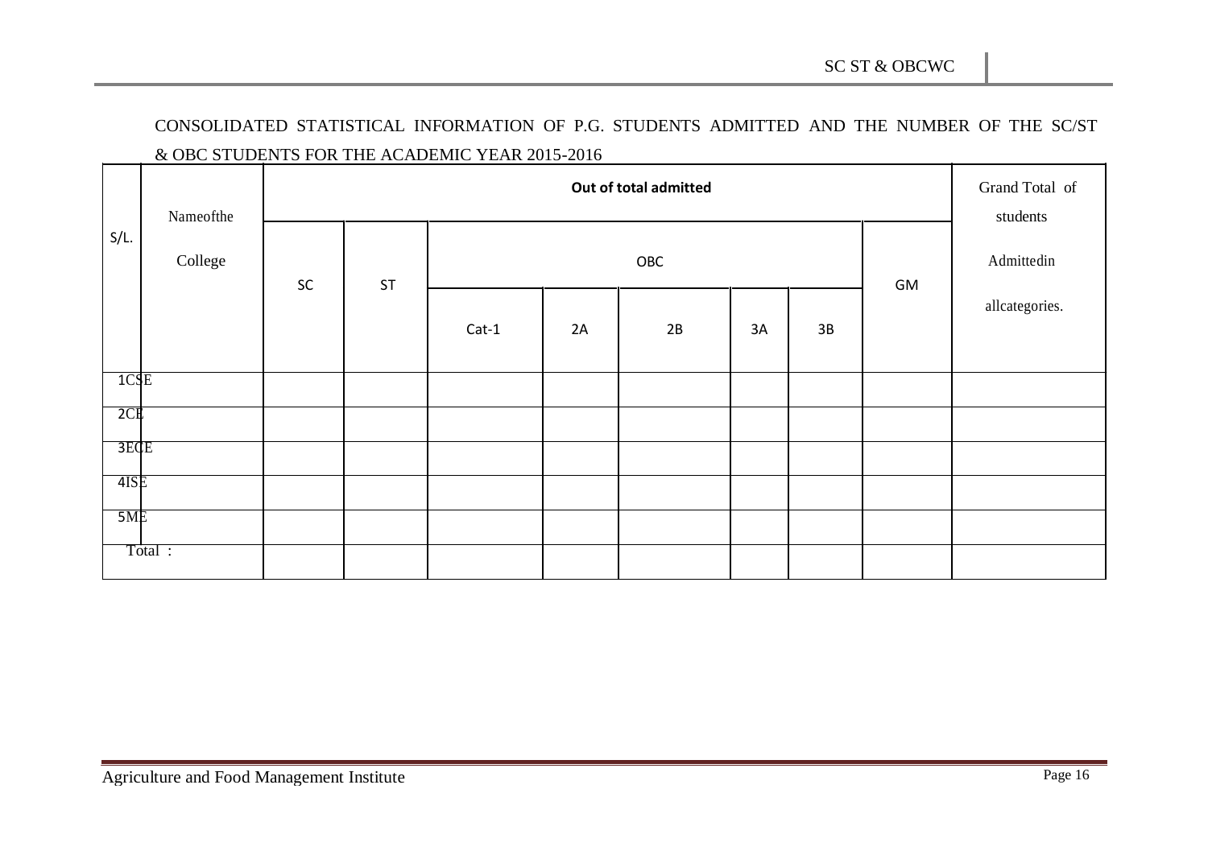CONSOLIDATED STATISTICAL INFORMATION OF P.G. STUDENTS ADMITTED AND THE NUMBER OF THE SC/ST & OBC STUDENTS FOR THE ACADEMIC YEAR 2015-2016

| S/L. | Nameofthe College | Out of total admitted | | | | | | | | Grand Total of students Admittedin allcategories. |
|---|---|---|---|---|---|---|---|---|---|---|
| | | SC | ST | OBC | | | | | GM | |
| | | | | Cat-1 | 2A | 2B | 3A | 3B | | |
| 1 | CSE | | | | | | | | | |
| 2 | CE | | | | | | | | | |
| 3 | ECE | | | | | | | | | |
| 4 | ISE | | | | | | | | | |
| 5 | ME | | | | | | | | | |
| Total : | | | | | | | | | | |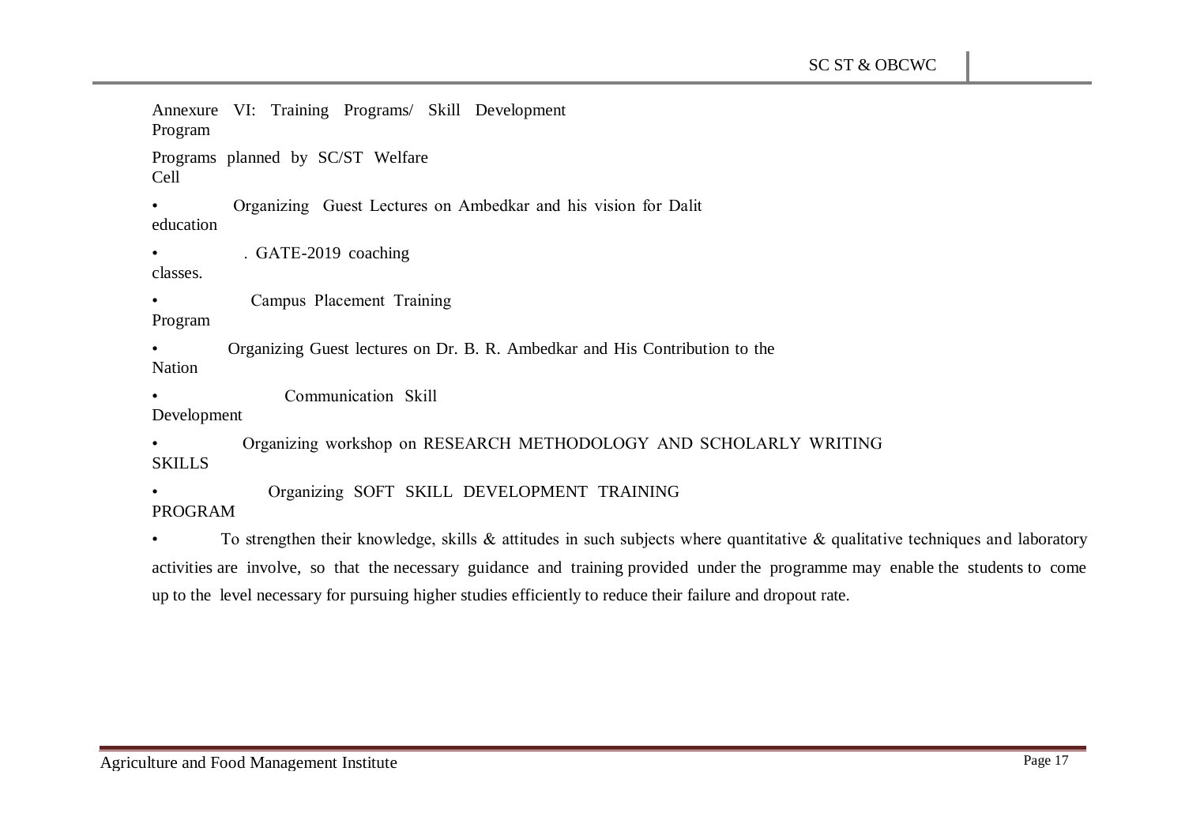## Annexure VI: Training Programs/ Skill Development Program

Programs planned by SC/ST Welfare Cell

- Organizing Guest Lectures on Ambedkar and his vision for Dalit education
- . GATE-2019 coaching classes.
- Campus Placement Training Program
- Organizing Guest lectures on Dr. B. R. Ambedkar and His Contribution to the Nation
- Communication Skill Development
- Organizing workshop on RESEARCH METHODOLOGY AND SCHOLARLY WRITING SKILLS
- Organizing SOFT SKILL DEVELOPMENT TRAINING PROGRAM
- To strengthen their knowledge, skills & attitudes in such subjects where quantitative & qualitative techniques and laboratory activities are involve, so that the necessary guidance and training provided under the programme may enable the students to come up to the level necessary for pursuing higher studies efficiently to reduce their failure and dropout rate.